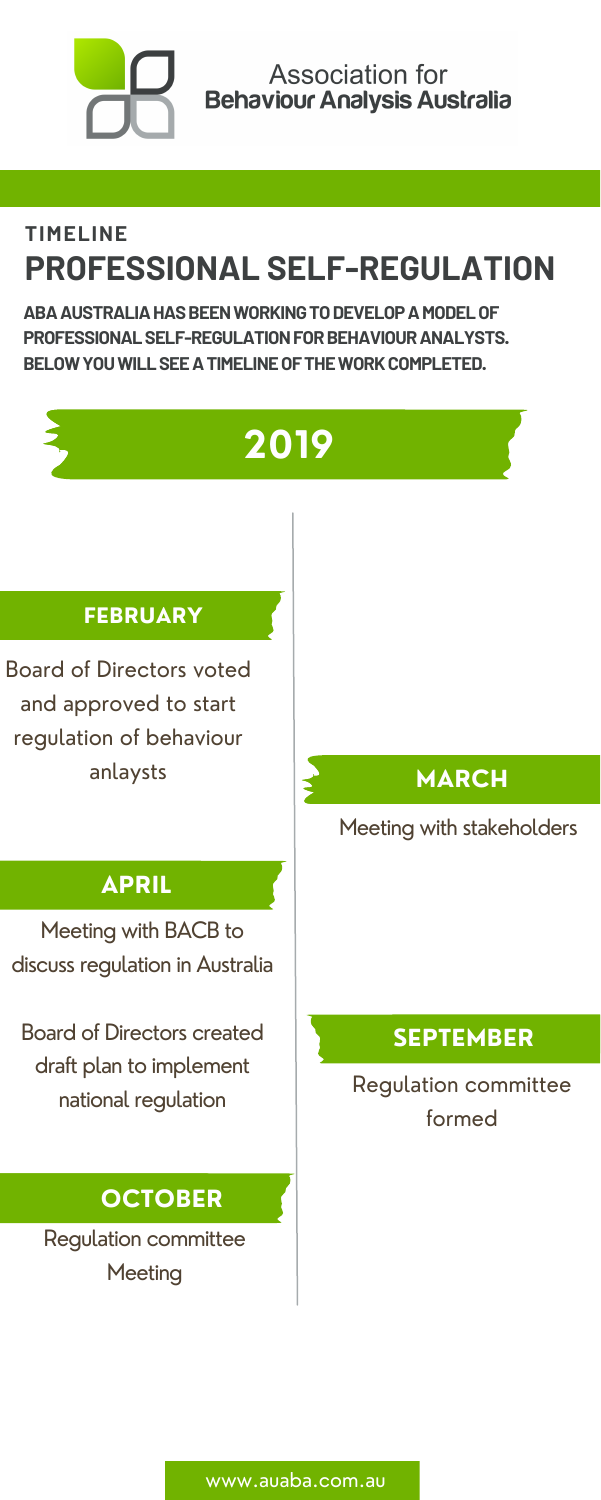Association for **Behaviour Analysis Australia**

## TIMELINE

# PROFESSIONAL SELF-REGULATION

**ABA AUSTRALIA HAS BEEN WORKING TO DEVELOP A MODEL OF PROFESSIONAL SELF-REGULATION FOR BEHAVIOUR ANALYSTS. BELOW YOU WILL SEE A TIMELINE OF THE WORK COMPLETED.**

## 2019

### FEBRUARY

Board of Directors voted and approved to start regulation of behaviour anlaysts

### MARCH

Meeting with stakeholders

### APRIL

Meeting with BACB to discuss regulation in Australia

Board of Directors created draft plan to implement national regulation

### SEPTEMBER

Regulation committee formed

### OCTOBER

Regulation committee Meeting

www.auaba.com.au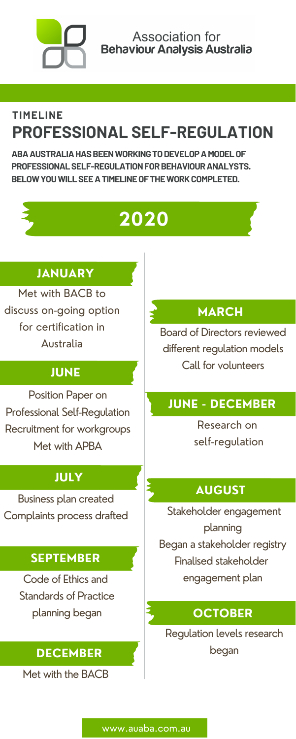Association for **Behaviour Analysis Australia**

## TIMELINE

# PROFESSIONAL SELF-REGULATION

**ABA AUSTRALIA HAS BEEN WORKING TO DEVELOP A MODEL OF PROFESSIONAL SELF-REGULATION FOR BEHAVIOUR ANALYSTS. BELOW YOU WILL SEE A TIMELINE OF THE WORK COMPLETED.**

## 2020

### JANUARY

Met with BACB to discuss on-going option for certification in Australia

### MARCH

Board of Directors reviewed different regulation models
Call for volunteers

### JUNE

Position Paper on Professional Self-Regulation
Recruitment for workgroups
Met with APBA

### JUNE - DECEMBER

Research on self-regulation

### JULY

Business plan created
Complaints process drafted

### AUGUST

Stakeholder engagement planning
Began a stakeholder registry
Finalised stakeholder engagement plan

### SEPTEMBER

Code of Ethics and Standards of Practice planning began

### OCTOBER

Regulation levels research began

### DECEMBER

Met with the BACB

www.auaba.com.au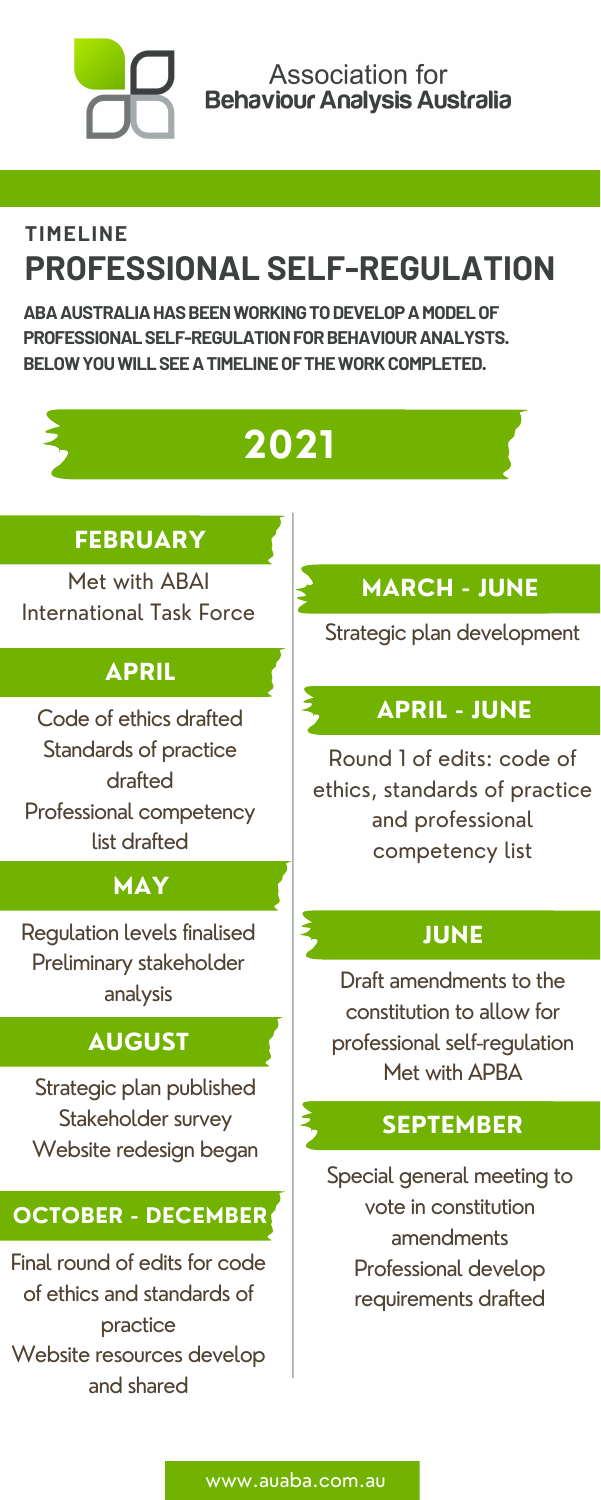Association for
**Behaviour Analysis Australia**

## TIMELINE

# PROFESSIONAL SELF-REGULATION

**ABA AUSTRALIA HAS BEEN WORKING TO DEVELOP A MODEL OF PROFESSIONAL SELF-REGULATION FOR BEHAVIOUR ANALYSTS. BELOW YOU WILL SEE A TIMELINE OF THE WORK COMPLETED.**

## 2021

### FEBRUARY

Met with ABAI International Task Force

### MARCH - JUNE

Strategic plan development

### APRIL

Code of ethics drafted
Standards of practice drafted
Professional competency list drafted

### APRIL - JUNE

Round 1 of edits: code of ethics, standards of practice and professional competency list

### MAY

Regulation levels finalised
Preliminary stakeholder analysis

### JUNE

Draft amendments to the constitution to allow for professional self-regulation
Met with APBA

### AUGUST

Strategic plan published
Stakeholder survey
Website redesign began

### SEPTEMBER

Special general meeting to vote in constitution amendments
Professional develop requirements drafted

### OCTOBER - DECEMBER

Final round of edits for code of ethics and standards of practice
Website resources develop and shared

www.auaba.com.au